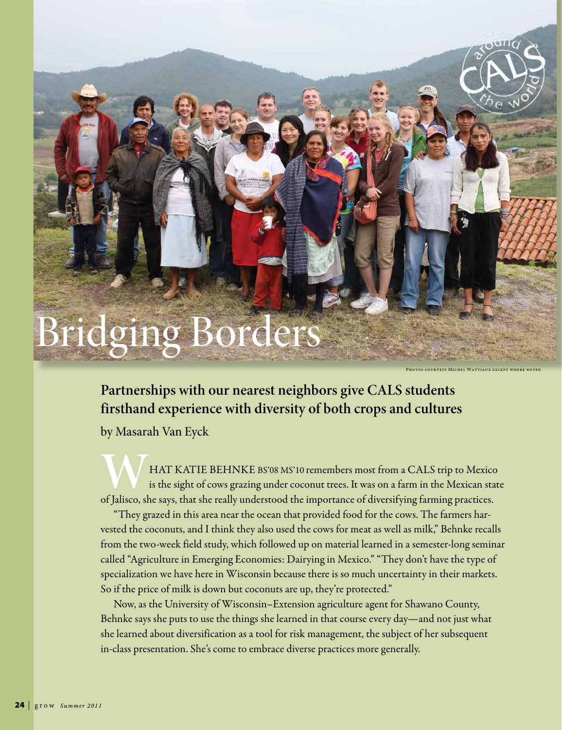# Bridging Borders

Photos courtesy Michel Wattiaux except where noted

## Partnerships with our nearest neighbors give CALS students firsthand experience with diversity of both crops and cultures

by Masarah Van Eyck

WHAT KATIE BEHNKE BS'08 MS'10 remembers most from a CALS trip to Mexico is the sight of cows grazing under coconut trees. It was on a farm in the Mexican state of Jalisco, she says, that she really understood the importance of diversifying farming practices.

"They grazed in this area near the ocean that provided food for the cows. The farmers harvested the coconuts, and I think they also used the cows for meat as well as milk," Behnke recalls from the two-week field study, which followed up on material learned in a semester-long seminar called "Agriculture in Emerging Economies: Dairying in Mexico." "They don't have the type of specialization we have here in Wisconsin because there is so much uncertainty in their markets. So if the price of milk is down but coconuts are up, they're protected."

Now, as the University of Wisconsin–Extension agriculture agent for Shawano County, Behnke says she puts to use the things she learned in that course every day—and not just what she learned about diversification as a tool for risk management, the subject of her subsequent in-class presentation. She's come to embrace diverse practices more generally.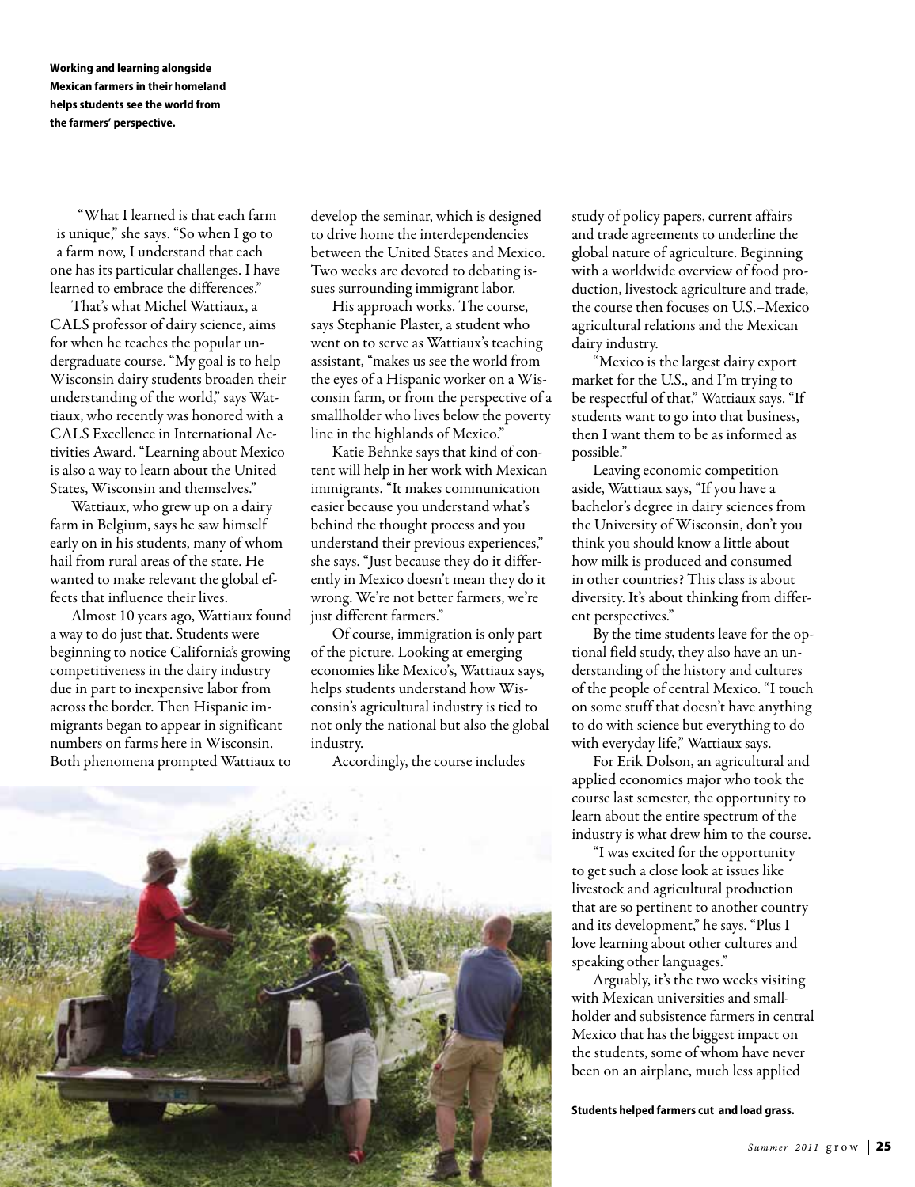**Working and learning alongside Mexican farmers in their homeland helps students see the world from the farmers' perspective.**

"What I learned is that each farm is unique," she says. "So when I go to a farm now, I understand that each one has its particular challenges. I have learned to embrace the differences."

That's what Michel Wattiaux, a CALS professor of dairy science, aims for when he teaches the popular undergraduate course. "My goal is to help Wisconsin dairy students broaden their understanding of the world," says Wattiaux, who recently was honored with a CALS Excellence in International Activities Award. "Learning about Mexico is also a way to learn about the United States, Wisconsin and themselves."

Wattiaux, who grew up on a dairy farm in Belgium, says he saw himself early on in his students, many of whom hail from rural areas of the state. He wanted to make relevant the global effects that influence their lives.

Almost 10 years ago, Wattiaux found a way to do just that. Students were beginning to notice California's growing competitiveness in the dairy industry due in part to inexpensive labor from across the border. Then Hispanic immigrants began to appear in significant numbers on farms here in Wisconsin. Both phenomena prompted Wattiaux to develop the seminar, which is designed to drive home the interdependencies between the United States and Mexico. Two weeks are devoted to debating issues surrounding immigrant labor.

His approach works. The course, says Stephanie Plaster, a student who went on to serve as Wattiaux's teaching assistant, "makes us see the world from the eyes of a Hispanic worker on a Wisconsin farm, or from the perspective of a smallholder who lives below the poverty line in the highlands of Mexico."

Katie Behnke says that kind of content will help in her work with Mexican immigrants. "It makes communication easier because you understand what's behind the thought process and you understand their previous experiences," she says. "Just because they do it differently in Mexico doesn't mean they do it wrong. We're not better farmers, we're just different farmers."

Of course, immigration is only part of the picture. Looking at emerging economies like Mexico's, Wattiaux says, helps students understand how Wisconsin's agricultural industry is tied to not only the national but also the global industry.

Accordingly, the course includes study of policy papers, current affairs and trade agreements to underline the global nature of agriculture. Beginning with a worldwide overview of food production, livestock agriculture and trade, the course then focuses on U.S.–Mexico agricultural relations and the Mexican dairy industry.

"Mexico is the largest dairy export market for the U.S., and I'm trying to be respectful of that," Wattiaux says. "If students want to go into that business, then I want them to be as informed as possible."

Leaving economic competition aside, Wattiaux says, "If you have a bachelor's degree in dairy sciences from the University of Wisconsin, don't you think you should know a little about how milk is produced and consumed in other countries? This class is about diversity. It's about thinking from different perspectives."

By the time students leave for the optional field study, they also have an understanding of the history and cultures of the people of central Mexico. "I touch on some stuff that doesn't have anything to do with science but everything to do with everyday life," Wattiaux says.

For Erik Dolson, an agricultural and applied economics major who took the course last semester, the opportunity to learn about the entire spectrum of the industry is what drew him to the course.

"I was excited for the opportunity to get such a close look at issues like livestock and agricultural production that are so pertinent to another country and its development," he says. "Plus I love learning about other cultures and speaking other languages."

Arguably, it's the two weeks visiting with Mexican universities and smallholder and subsistence farmers in central Mexico that has the biggest impact on the students, some of whom have never been on an airplane, much less applied

**Students helped farmers cut and load grass.**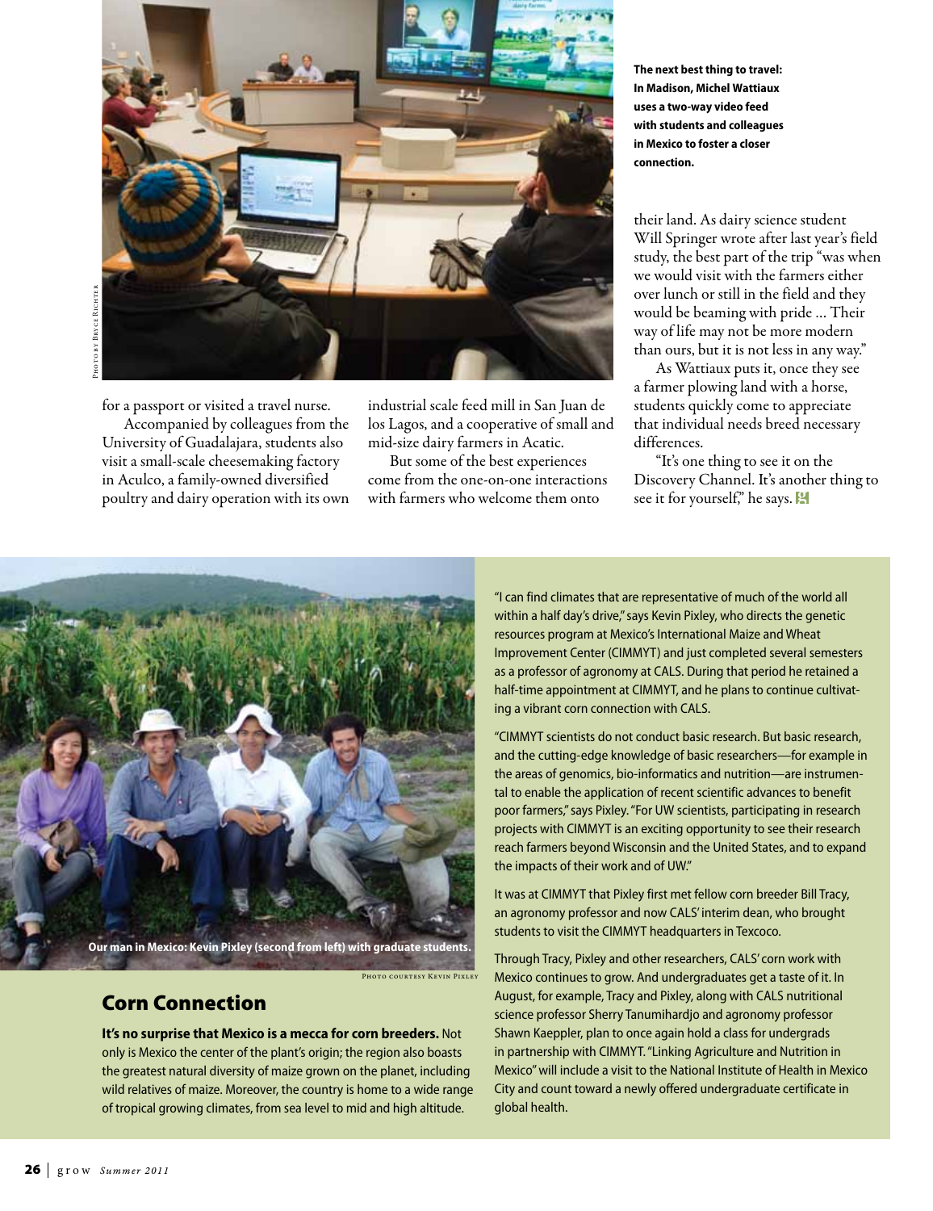The next best thing to travel: In Madison, Michel Wattiaux uses a two-way video feed with students and colleagues in Mexico to foster a closer connection.

for a passport or visited a travel nurse.

Accompanied by colleagues from the University of Guadalajara, students also visit a small-scale cheesemaking factory in Aculco, a family-owned diversified poultry and dairy operation with its own industrial scale feed mill in San Juan de los Lagos, and a cooperative of small and mid-size dairy farmers in Acatic.

But some of the best experiences come from the one-on-one interactions with farmers who welcome them onto their land. As dairy science student Will Springer wrote after last year's field study, the best part of the trip "was when we would visit with the farmers either over lunch or still in the field and they would be beaming with pride … Their way of life may not be more modern than ours, but it is not less in any way."

As Wattiaux puts it, once they see a farmer plowing land with a horse, students quickly come to appreciate that individual needs breed necessary differences.

"It's one thing to see it on the Discovery Channel. It's another thing to see it for yourself," he says.

Our man in Mexico: Kevin Pixley (second from left) with graduate students.

## Corn Connection

**It's no surprise that Mexico is a mecca for corn breeders.** Not only is Mexico the center of the plant's origin; the region also boasts the greatest natural diversity of maize grown on the planet, including wild relatives of maize. Moreover, the country is home to a wide range of tropical growing climates, from sea level to mid and high altitude.

"I can find climates that are representative of much of the world all within a half day's drive," says Kevin Pixley, who directs the genetic resources program at Mexico's International Maize and Wheat Improvement Center (CIMMYT) and just completed several semesters as a professor of agronomy at CALS. During that period he retained a half-time appointment at CIMMYT, and he plans to continue cultivating a vibrant corn connection with CALS.

"CIMMYT scientists do not conduct basic research. But basic research, and the cutting-edge knowledge of basic researchers—for example in the areas of genomics, bio-informatics and nutrition—are instrumental to enable the application of recent scientific advances to benefit poor farmers," says Pixley. "For UW scientists, participating in research projects with CIMMYT is an exciting opportunity to see their research reach farmers beyond Wisconsin and the United States, and to expand the impacts of their work and of UW."

It was at CIMMYT that Pixley first met fellow corn breeder Bill Tracy, an agronomy professor and now CALS' interim dean, who brought students to visit the CIMMYT headquarters in Texcoco.

Through Tracy, Pixley and other researchers, CALS' corn work with Mexico continues to grow. And undergraduates get a taste of it. In August, for example, Tracy and Pixley, along with CALS nutritional science professor Sherry Tanumihardjo and agronomy professor Shawn Kaeppler, plan to once again hold a class for undergrads in partnership with CIMMYT. "Linking Agriculture and Nutrition in Mexico" will include a visit to the National Institute of Health in Mexico City and count toward a newly offered undergraduate certificate in global health.